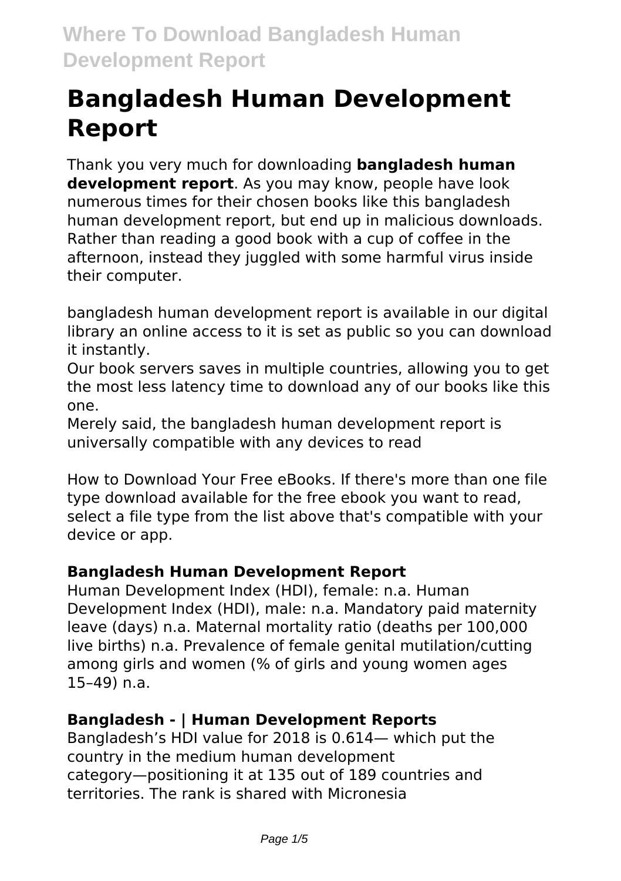# Bangladesh Human Development Report

Thank you very much for downloading **bangladesh human development report**. As you may know, people have look numerous times for their chosen books like this bangladesh human development report, but end up in malicious downloads. Rather than reading a good book with a cup of coffee in the afternoon, instead they juggled with some harmful virus inside their computer.

bangladesh human development report is available in our digital library an online access to it is set as public so you can download it instantly.

Our book servers saves in multiple countries, allowing you to get the most less latency time to download any of our books like this one.

Merely said, the bangladesh human development report is universally compatible with any devices to read

How to Download Your Free eBooks. If there's more than one file type download available for the free ebook you want to read, select a file type from the list above that's compatible with your device or app.

### Bangladesh Human Development Report

Human Development Index (HDI), female: n.a. Human Development Index (HDI), male: n.a. Mandatory paid maternity leave (days) n.a. Maternal mortality ratio (deaths per 100,000 live births) n.a. Prevalence of female genital mutilation/cutting among girls and women (% of girls and young women ages 15–49) n.a.

### Bangladesh - | Human Development Reports

Bangladesh's HDI value for 2018 is 0.614— which put the country in the medium human development category—positioning it at 135 out of 189 countries and territories. The rank is shared with Micronesia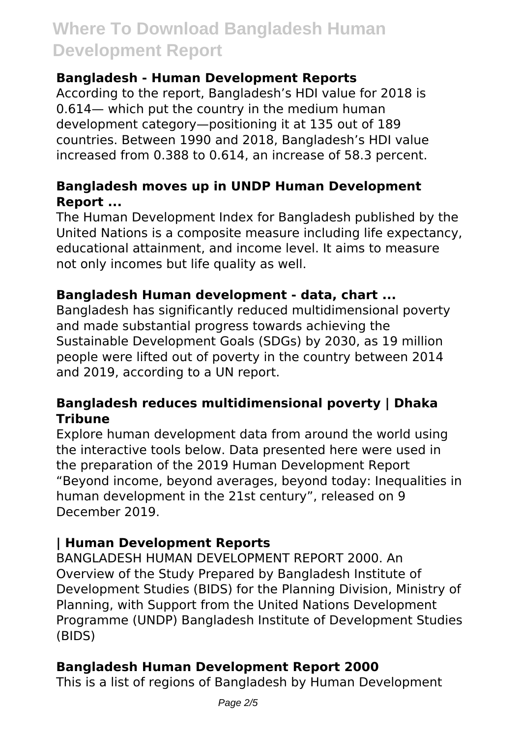### Bangladesh - Human Development Reports

According to the report, Bangladesh's HDI value for 2018 is 0.614— which put the country in the medium human development category—positioning it at 135 out of 189 countries. Between 1990 and 2018, Bangladesh's HDI value increased from 0.388 to 0.614, an increase of 58.3 percent.

### Bangladesh moves up in UNDP Human Development Report ...

The Human Development Index for Bangladesh published by the United Nations is a composite measure including life expectancy, educational attainment, and income level. It aims to measure not only incomes but life quality as well.

### Bangladesh Human development - data, chart ...

Bangladesh has significantly reduced multidimensional poverty and made substantial progress towards achieving the Sustainable Development Goals (SDGs) by 2030, as 19 million people were lifted out of poverty in the country between 2014 and 2019, according to a UN report.

### Bangladesh reduces multidimensional poverty | Dhaka Tribune

Explore human development data from around the world using the interactive tools below. Data presented here were used in the preparation of the 2019 Human Development Report "Beyond income, beyond averages, beyond today: Inequalities in human development in the 21st century", released on 9 December 2019.

### | Human Development Reports

BANGLADESH HUMAN DEVELOPMENT REPORT 2000. An Overview of the Study Prepared by Bangladesh Institute of Development Studies (BIDS) for the Planning Division, Ministry of Planning, with Support from the United Nations Development Programme (UNDP) Bangladesh Institute of Development Studies (BIDS)

### Bangladesh Human Development Report 2000

This is a list of regions of Bangladesh by Human Development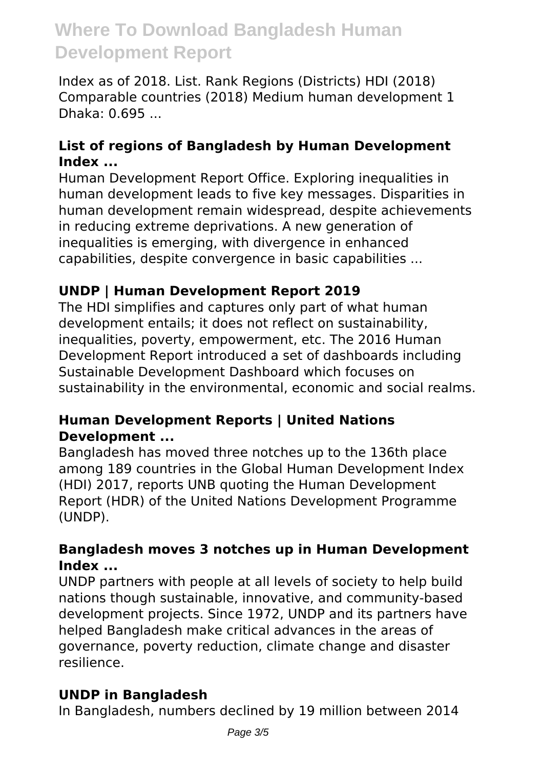Index as of 2018. List. Rank Regions (Districts) HDI (2018) Comparable countries (2018) Medium human development 1 Dhaka: 0.695 ...

### List of regions of Bangladesh by Human Development Index ...

Human Development Report Office. Exploring inequalities in human development leads to five key messages. Disparities in human development remain widespread, despite achievements in reducing extreme deprivations. A new generation of inequalities is emerging, with divergence in enhanced capabilities, despite convergence in basic capabilities ...

### UNDP | Human Development Report 2019

The HDI simplifies and captures only part of what human development entails; it does not reflect on sustainability, inequalities, poverty, empowerment, etc. The 2016 Human Development Report introduced a set of dashboards including Sustainable Development Dashboard which focuses on sustainability in the environmental, economic and social realms.

### Human Development Reports | United Nations Development ...

Bangladesh has moved three notches up to the 136th place among 189 countries in the Global Human Development Index (HDI) 2017, reports UNB quoting the Human Development Report (HDR) of the United Nations Development Programme (UNDP).

### Bangladesh moves 3 notches up in Human Development Index ...

UNDP partners with people at all levels of society to help build nations though sustainable, innovative, and community-based development projects. Since 1972, UNDP and its partners have helped Bangladesh make critical advances in the areas of governance, poverty reduction, climate change and disaster resilience.

### UNDP in Bangladesh

In Bangladesh, numbers declined by 19 million between 2014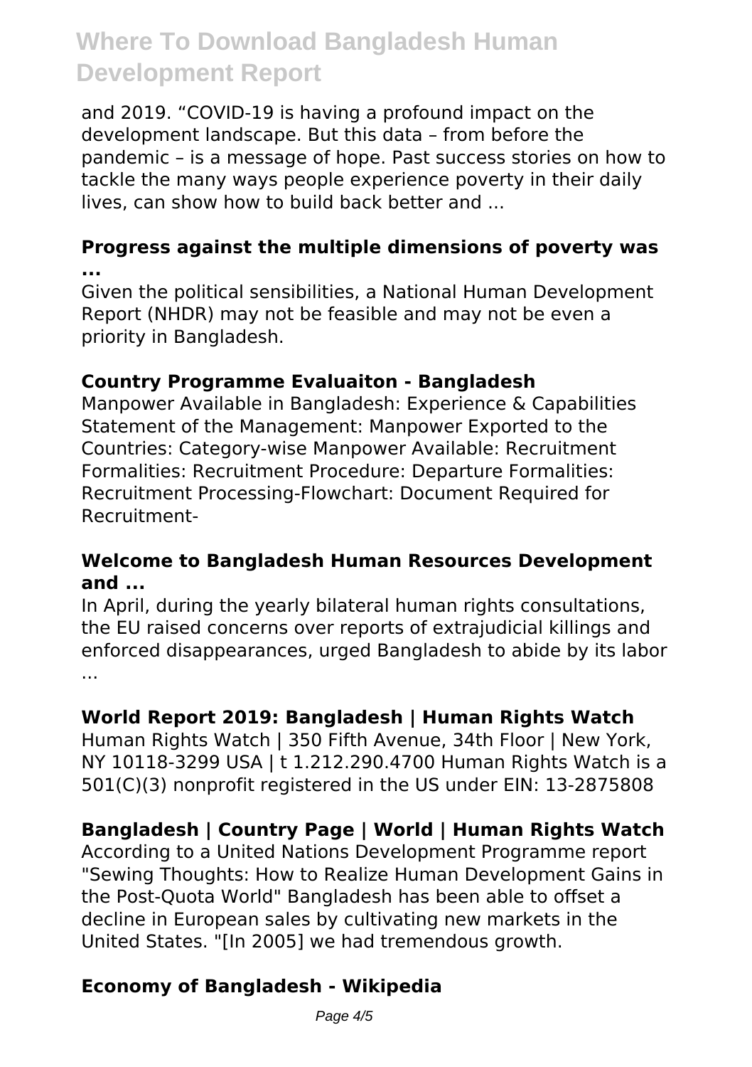and 2019. "COVID-19 is having a profound impact on the development landscape. But this data – from before the pandemic – is a message of hope. Past success stories on how to tackle the many ways people experience poverty in their daily lives, can show how to build back better and ...

### Progress against the multiple dimensions of poverty was ...

Given the political sensibilities, a National Human Development Report (NHDR) may not be feasible and may not be even a priority in Bangladesh.

### Country Programme Evaluaiton - Bangladesh

Manpower Available in Bangladesh: Experience & Capabilities Statement of the Management: Manpower Exported to the Countries: Category-wise Manpower Available: Recruitment Formalities: Recruitment Procedure: Departure Formalities: Recruitment Processing-Flowchart: Document Required for Recruitment-

### Welcome to Bangladesh Human Resources Development and ...

In April, during the yearly bilateral human rights consultations, the EU raised concerns over reports of extrajudicial killings and enforced disappearances, urged Bangladesh to abide by its labor ...

### World Report 2019: Bangladesh | Human Rights Watch

Human Rights Watch | 350 Fifth Avenue, 34th Floor | New York, NY 10118-3299 USA | t 1.212.290.4700 Human Rights Watch is a 501(C)(3) nonprofit registered in the US under EIN: 13-2875808

### Bangladesh | Country Page | World | Human Rights Watch

According to a United Nations Development Programme report "Sewing Thoughts: How to Realize Human Development Gains in the Post-Quota World" Bangladesh has been able to offset a decline in European sales by cultivating new markets in the United States. "[In 2005] we had tremendous growth.

### Economy of Bangladesh - Wikipedia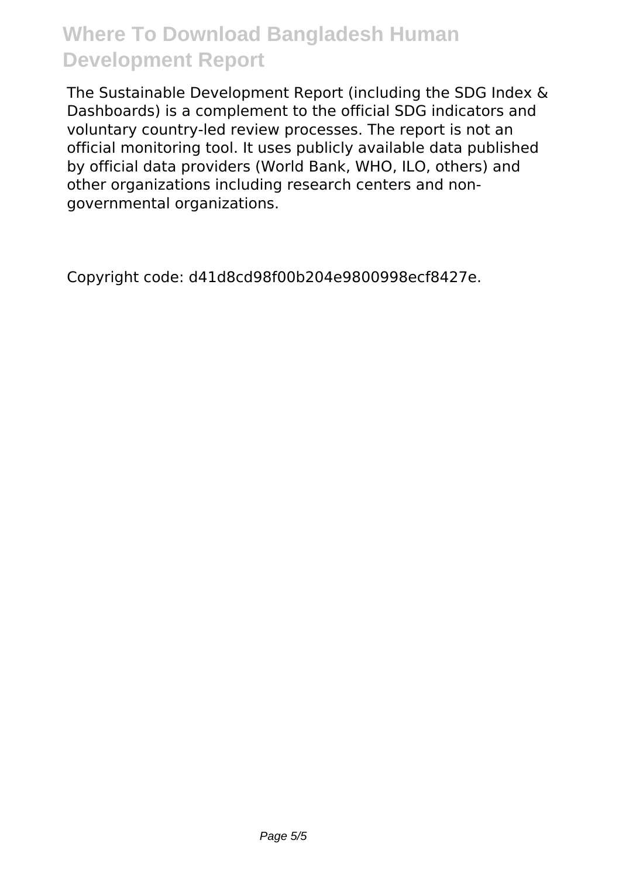The Sustainable Development Report (including the SDG Index & Dashboards) is a complement to the official SDG indicators and voluntary country-led review processes. The report is not an official monitoring tool. It uses publicly available data published by official data providers (World Bank, WHO, ILO, others) and other organizations including research centers and non-governmental organizations.

Copyright code: d41d8cd98f00b204e9800998ecf8427e.